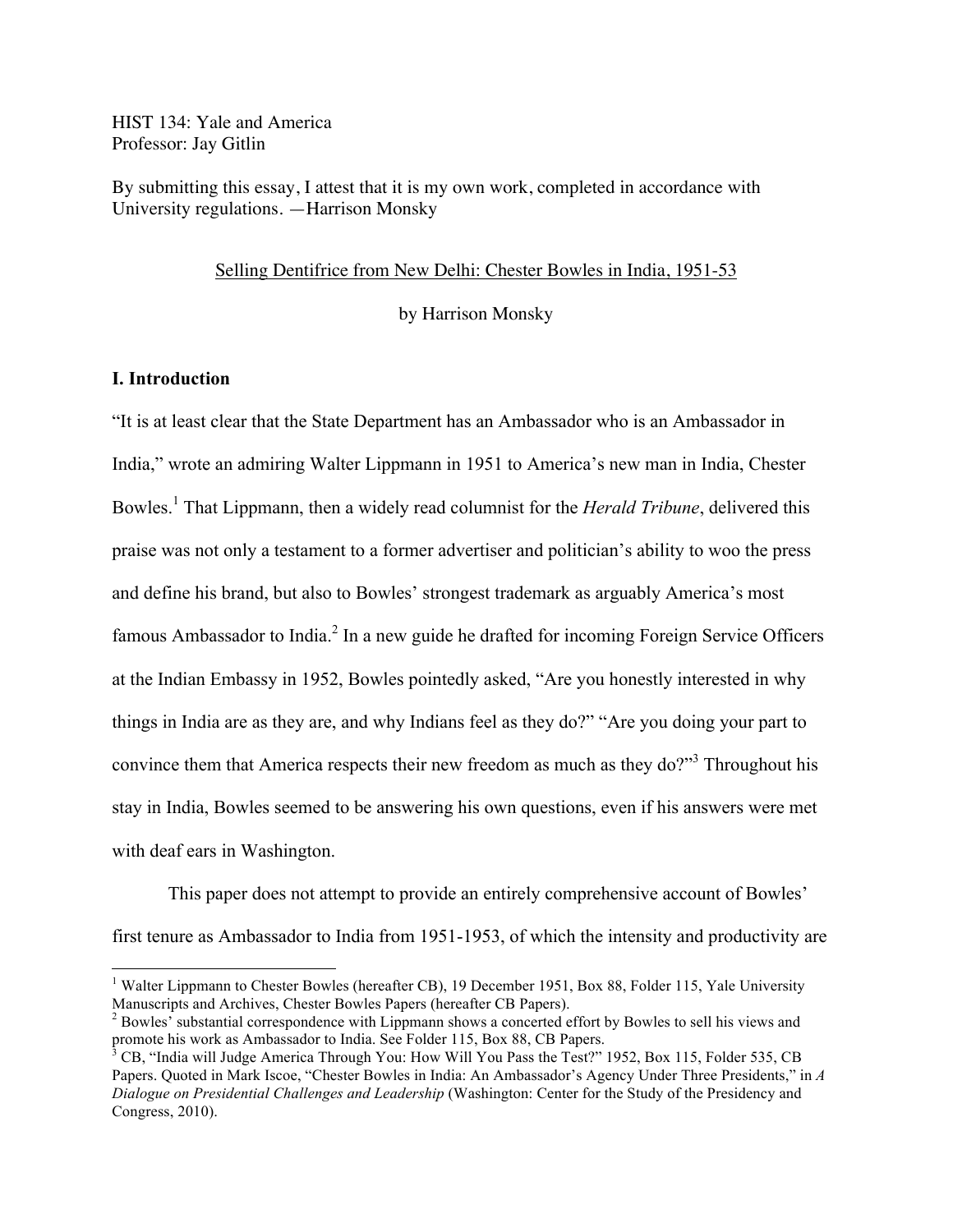HIST 134: Yale and America
Professor: Jay Gitlin

By submitting this essay, I attest that it is my own work, completed in accordance with University regulations. —Harrison Monsky

<u>Selling Dentifrice from New Delhi: Chester Bowles in India, 1951-53</u>

by Harrison Monsky

## I. Introduction

"It is at least clear that the State Department has an Ambassador who is an Ambassador in India," wrote an admiring Walter Lippmann in 1951 to America's new man in India, Chester Bowles.[1] That Lippmann, then a widely read columnist for the *Herald Tribune*, delivered this praise was not only a testament to a former advertiser and politician's ability to woo the press and define his brand, but also to Bowles' strongest trademark as arguably America's most famous Ambassador to India.[2] In a new guide he drafted for incoming Foreign Service Officers at the Indian Embassy in 1952, Bowles pointedly asked, "Are you honestly interested in why things in India are as they are, and why Indians feel as they do?" "Are you doing your part to convince them that America respects their new freedom as much as they do?"[3] Throughout his stay in India, Bowles seemed to be answering his own questions, even if his answers were met with deaf ears in Washington.

This paper does not attempt to provide an entirely comprehensive account of Bowles' first tenure as Ambassador to India from 1951-1953, of which the intensity and productivity are

---

[1] Walter Lippmann to Chester Bowles (hereafter CB), 19 December 1951, Box 88, Folder 115, Yale University Manuscripts and Archives, Chester Bowles Papers (hereafter CB Papers).

[2] Bowles' substantial correspondence with Lippmann shows a concerted effort by Bowles to sell his views and promote his work as Ambassador to India. See Folder 115, Box 88, CB Papers.

[3] CB, "India will Judge America Through You: How Will You Pass the Test?" 1952, Box 115, Folder 535, CB Papers. Quoted in Mark Iscoe, "Chester Bowles in India: An Ambassador's Agency Under Three Presidents," in *A Dialogue on Presidential Challenges and Leadership* (Washington: Center for the Study of the Presidency and Congress, 2010).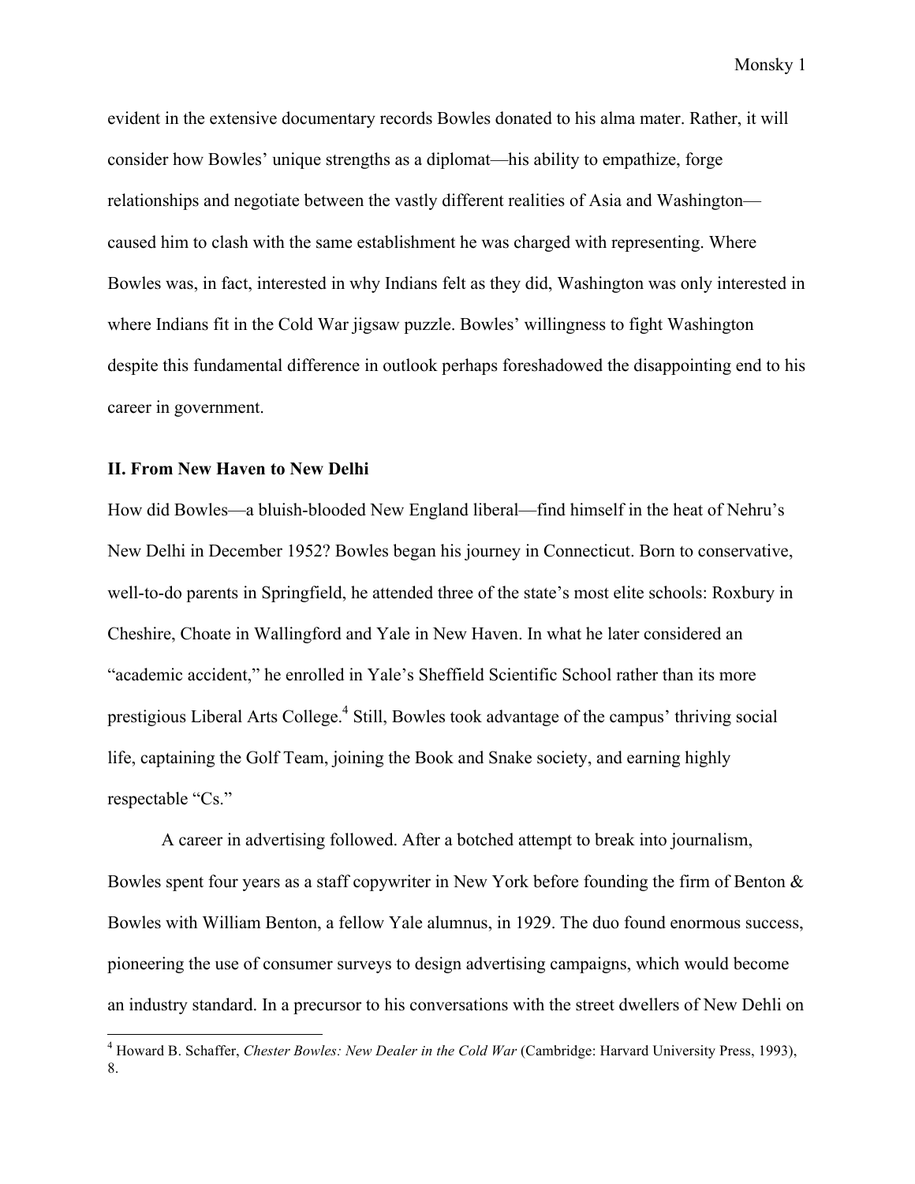evident in the extensive documentary records Bowles donated to his alma mater. Rather, it will consider how Bowles' unique strengths as a diplomat—his ability to empathize, forge relationships and negotiate between the vastly different realities of Asia and Washington—caused him to clash with the same establishment he was charged with representing. Where Bowles was, in fact, interested in why Indians felt as they did, Washington was only interested in where Indians fit in the Cold War jigsaw puzzle. Bowles' willingness to fight Washington despite this fundamental difference in outlook perhaps foreshadowed the disappointing end to his career in government.

### II. From New Haven to New Delhi

How did Bowles—a bluish-blooded New England liberal—find himself in the heat of Nehru's New Delhi in December 1952? Bowles began his journey in Connecticut. Born to conservative, well-to-do parents in Springfield, he attended three of the state's most elite schools: Roxbury in Cheshire, Choate in Wallingford and Yale in New Haven. In what he later considered an "academic accident," he enrolled in Yale's Sheffield Scientific School rather than its more prestigious Liberal Arts College.[4] Still, Bowles took advantage of the campus' thriving social life, captaining the Golf Team, joining the Book and Snake society, and earning highly respectable "Cs."

A career in advertising followed. After a botched attempt to break into journalism, Bowles spent four years as a staff copywriter in New York before founding the firm of Benton & Bowles with William Benton, a fellow Yale alumnus, in 1929. The duo found enormous success, pioneering the use of consumer surveys to design advertising campaigns, which would become an industry standard. In a precursor to his conversations with the street dwellers of New Dehli on

---

[4] Howard B. Schaffer, *Chester Bowles: New Dealer in the Cold War* (Cambridge: Harvard University Press, 1993), 8.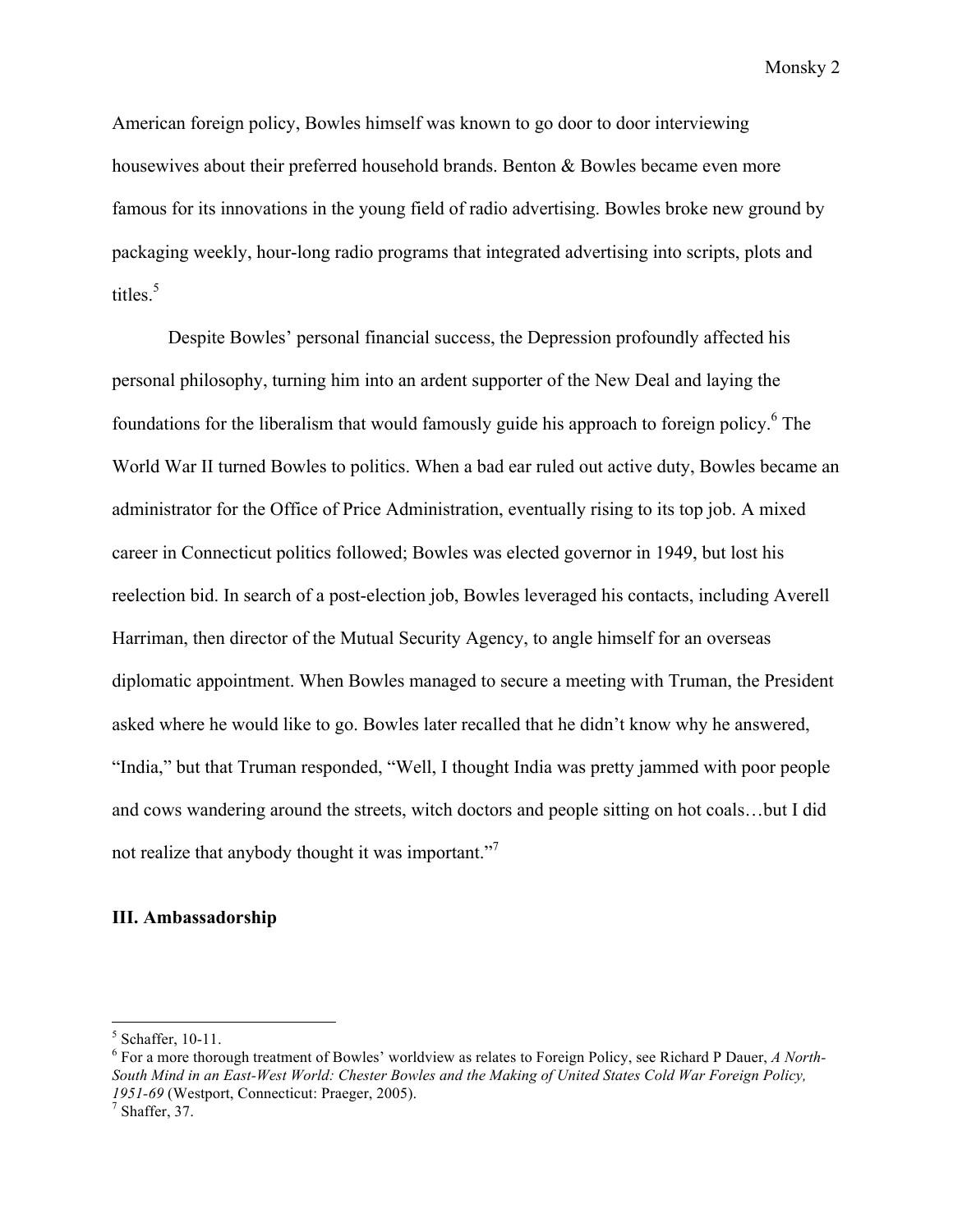American foreign policy, Bowles himself was known to go door to door interviewing housewives about their preferred household brands. Benton & Bowles became even more famous for its innovations in the young field of radio advertising. Bowles broke new ground by packaging weekly, hour-long radio programs that integrated advertising into scripts, plots and titles.[5]

Despite Bowles' personal financial success, the Depression profoundly affected his personal philosophy, turning him into an ardent supporter of the New Deal and laying the foundations for the liberalism that would famously guide his approach to foreign policy.[6] The World War II turned Bowles to politics. When a bad ear ruled out active duty, Bowles became an administrator for the Office of Price Administration, eventually rising to its top job. A mixed career in Connecticut politics followed; Bowles was elected governor in 1949, but lost his reelection bid. In search of a post-election job, Bowles leveraged his contacts, including Averell Harriman, then director of the Mutual Security Agency, to angle himself for an overseas diplomatic appointment. When Bowles managed to secure a meeting with Truman, the President asked where he would like to go. Bowles later recalled that he didn't know why he answered, "India," but that Truman responded, "Well, I thought India was pretty jammed with poor people and cows wandering around the streets, witch doctors and people sitting on hot coals…but I did not realize that anybody thought it was important."[7]

## III. Ambassadorship

---

[5] Schaffer, 10-11.

[6] For a more thorough treatment of Bowles' worldview as relates to Foreign Policy, see Richard P Dauer, *A North-South Mind in an East-West World: Chester Bowles and the Making of United States Cold War Foreign Policy, 1951-69* (Westport, Connecticut: Praeger, 2005).

[7] Shaffer, 37.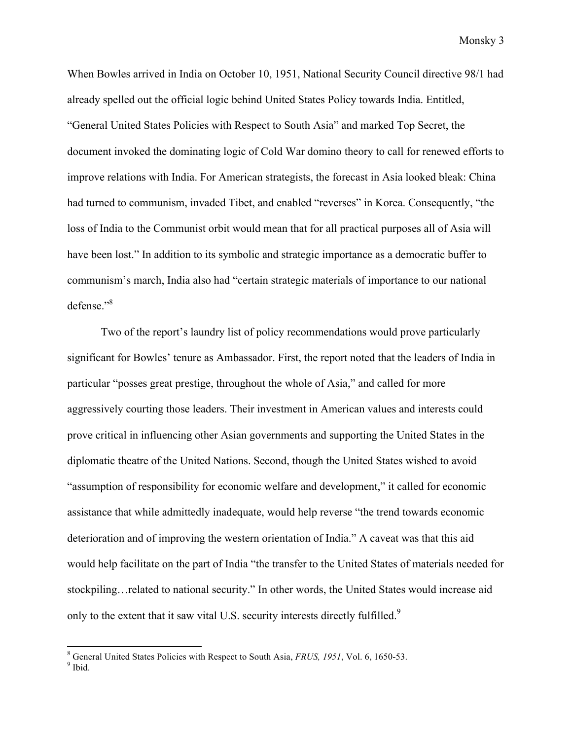When Bowles arrived in India on October 10, 1951, National Security Council directive 98/1 had already spelled out the official logic behind United States Policy towards India. Entitled, "General United States Policies with Respect to South Asia" and marked Top Secret, the document invoked the dominating logic of Cold War domino theory to call for renewed efforts to improve relations with India. For American strategists, the forecast in Asia looked bleak: China had turned to communism, invaded Tibet, and enabled "reverses" in Korea. Consequently, "the loss of India to the Communist orbit would mean that for all practical purposes all of Asia will have been lost." In addition to its symbolic and strategic importance as a democratic buffer to communism's march, India also had "certain strategic materials of importance to our national defense."[8]

Two of the report's laundry list of policy recommendations would prove particularly significant for Bowles' tenure as Ambassador. First, the report noted that the leaders of India in particular "posses great prestige, throughout the whole of Asia," and called for more aggressively courting those leaders. Their investment in American values and interests could prove critical in influencing other Asian governments and supporting the United States in the diplomatic theatre of the United Nations. Second, though the United States wished to avoid "assumption of responsibility for economic welfare and development," it called for economic assistance that while admittedly inadequate, would help reverse "the trend towards economic deterioration and of improving the western orientation of India." A caveat was that this aid would help facilitate on the part of India "the transfer to the United States of materials needed for stockpiling…related to national security." In other words, the United States would increase aid only to the extent that it saw vital U.S. security interests directly fulfilled.[9]

---

[8] General United States Policies with Respect to South Asia, *FRUS, 1951*, Vol. 6, 1650-53.

[9] Ibid.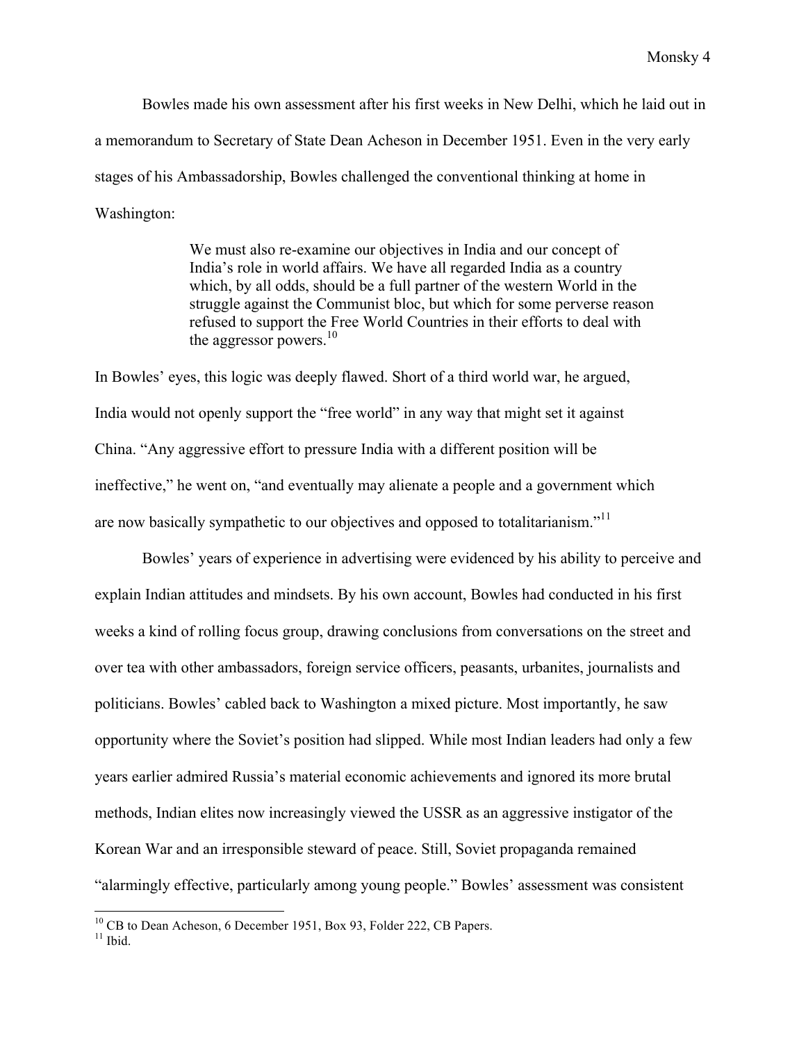Bowles made his own assessment after his first weeks in New Delhi, which he laid out in a memorandum to Secretary of State Dean Acheson in December 1951. Even in the very early stages of his Ambassadorship, Bowles challenged the conventional thinking at home in Washington:

> We must also re-examine our objectives in India and our concept of India's role in world affairs. We have all regarded India as a country which, by all odds, should be a full partner of the western World in the struggle against the Communist bloc, but which for some perverse reason refused to support the Free World Countries in their efforts to deal with the aggressor powers.[10]

In Bowles' eyes, this logic was deeply flawed. Short of a third world war, he argued, India would not openly support the "free world" in any way that might set it against China. "Any aggressive effort to pressure India with a different position will be ineffective," he went on, "and eventually may alienate a people and a government which are now basically sympathetic to our objectives and opposed to totalitarianism."[11]

Bowles' years of experience in advertising were evidenced by his ability to perceive and explain Indian attitudes and mindsets. By his own account, Bowles had conducted in his first weeks a kind of rolling focus group, drawing conclusions from conversations on the street and over tea with other ambassadors, foreign service officers, peasants, urbanites, journalists and politicians. Bowles' cabled back to Washington a mixed picture. Most importantly, he saw opportunity where the Soviet's position had slipped. While most Indian leaders had only a few years earlier admired Russia's material economic achievements and ignored its more brutal methods, Indian elites now increasingly viewed the USSR as an aggressive instigator of the Korean War and an irresponsible steward of peace. Still, Soviet propaganda remained "alarmingly effective, particularly among young people." Bowles' assessment was consistent

---

[10] CB to Dean Acheson, 6 December 1951, Box 93, Folder 222, CB Papers.

[11] Ibid.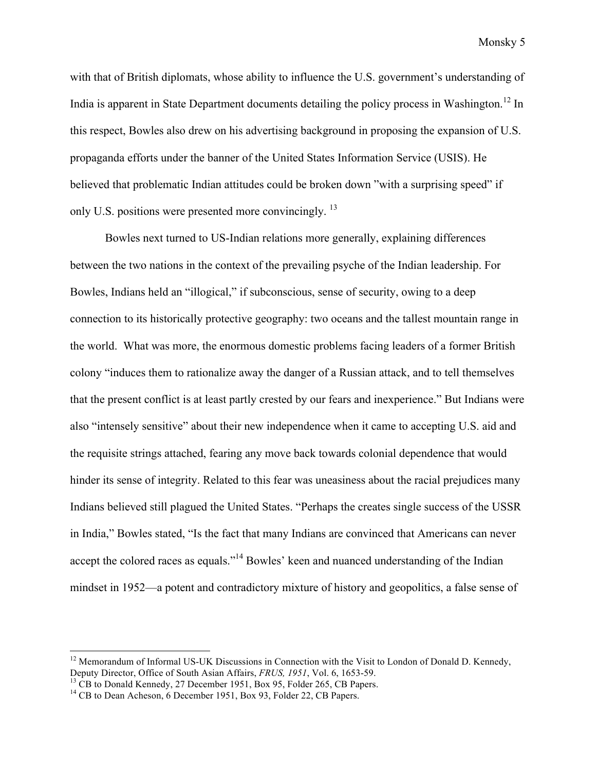with that of British diplomats, whose ability to influence the U.S. government's understanding of India is apparent in State Department documents detailing the policy process in Washington.[12] In this respect, Bowles also drew on his advertising background in proposing the expansion of U.S. propaganda efforts under the banner of the United States Information Service (USIS). He believed that problematic Indian attitudes could be broken down "with a surprising speed" if only U.S. positions were presented more convincingly. [13]

Bowles next turned to US-Indian relations more generally, explaining differences between the two nations in the context of the prevailing psyche of the Indian leadership. For Bowles, Indians held an "illogical," if subconscious, sense of security, owing to a deep connection to its historically protective geography: two oceans and the tallest mountain range in the world. What was more, the enormous domestic problems facing leaders of a former British colony "induces them to rationalize away the danger of a Russian attack, and to tell themselves that the present conflict is at least partly crested by our fears and inexperience." But Indians were also "intensely sensitive" about their new independence when it came to accepting U.S. aid and the requisite strings attached, fearing any move back towards colonial dependence that would hinder its sense of integrity. Related to this fear was uneasiness about the racial prejudices many Indians believed still plagued the United States. "Perhaps the creates single success of the USSR in India," Bowles stated, "Is the fact that many Indians are convinced that Americans can never accept the colored races as equals."[14] Bowles' keen and nuanced understanding of the Indian mindset in 1952—a potent and contradictory mixture of history and geopolitics, a false sense of

---

[12] Memorandum of Informal US-UK Discussions in Connection with the Visit to London of Donald D. Kennedy, Deputy Director, Office of South Asian Affairs, *FRUS, 1951*, Vol. 6, 1653-59.

[13] CB to Donald Kennedy, 27 December 1951, Box 95, Folder 265, CB Papers.

[14] CB to Dean Acheson, 6 December 1951, Box 93, Folder 22, CB Papers.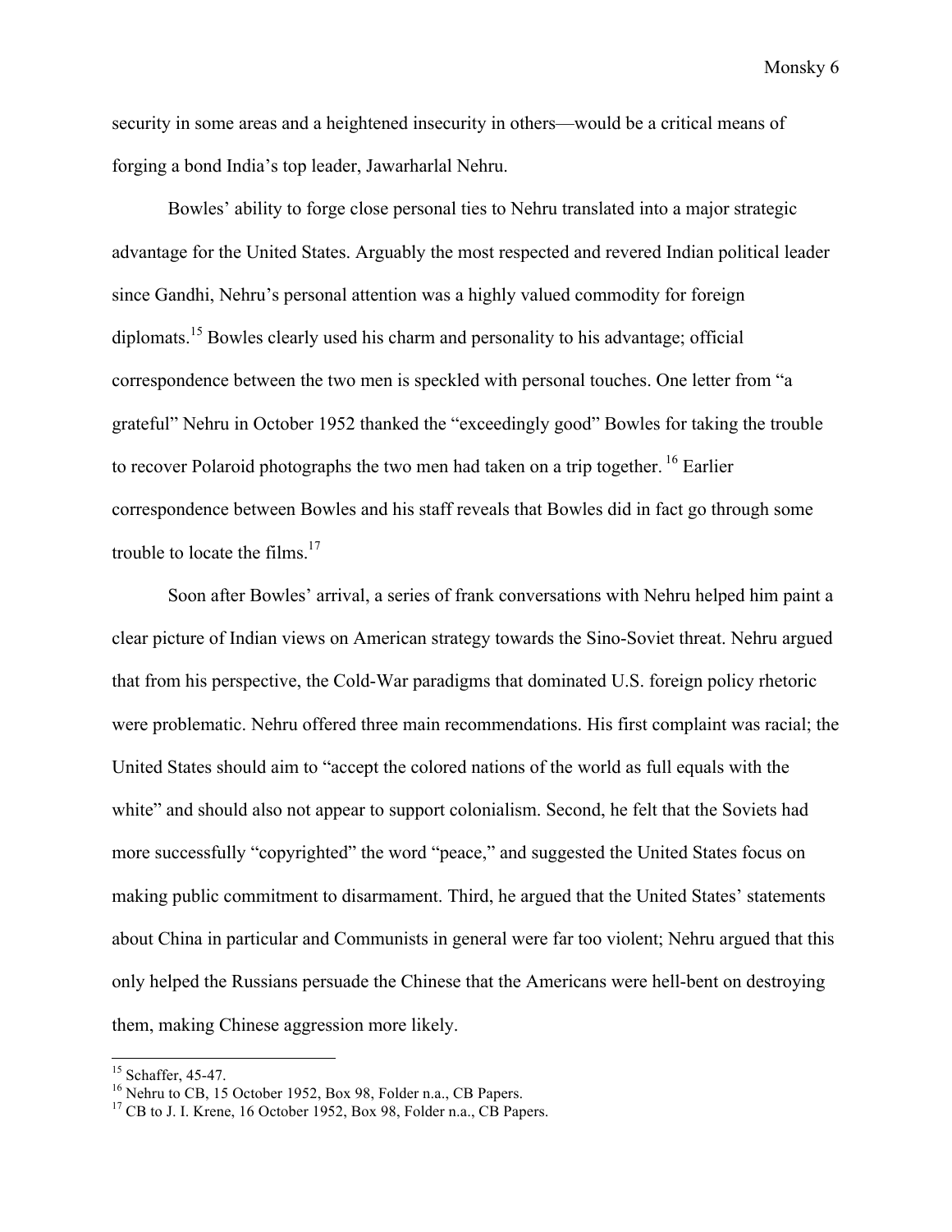security in some areas and a heightened insecurity in others—would be a critical means of forging a bond India's top leader, Jawarharlal Nehru.

Bowles' ability to forge close personal ties to Nehru translated into a major strategic advantage for the United States. Arguably the most respected and revered Indian political leader since Gandhi, Nehru's personal attention was a highly valued commodity for foreign diplomats.[15] Bowles clearly used his charm and personality to his advantage; official correspondence between the two men is speckled with personal touches. One letter from "a grateful" Nehru in October 1952 thanked the "exceedingly good" Bowles for taking the trouble to recover Polaroid photographs the two men had taken on a trip together. [16] Earlier correspondence between Bowles and his staff reveals that Bowles did in fact go through some trouble to locate the films.[17]

Soon after Bowles' arrival, a series of frank conversations with Nehru helped him paint a clear picture of Indian views on American strategy towards the Sino-Soviet threat. Nehru argued that from his perspective, the Cold-War paradigms that dominated U.S. foreign policy rhetoric were problematic. Nehru offered three main recommendations. His first complaint was racial; the United States should aim to "accept the colored nations of the world as full equals with the white" and should also not appear to support colonialism. Second, he felt that the Soviets had more successfully "copyrighted" the word "peace," and suggested the United States focus on making public commitment to disarmament. Third, he argued that the United States' statements about China in particular and Communists in general were far too violent; Nehru argued that this only helped the Russians persuade the Chinese that the Americans were hell-bent on destroying them, making Chinese aggression more likely.

---

[15] Schaffer, 45-47.

[16] Nehru to CB, 15 October 1952, Box 98, Folder n.a., CB Papers.

[17] CB to J. I. Krene, 16 October 1952, Box 98, Folder n.a., CB Papers.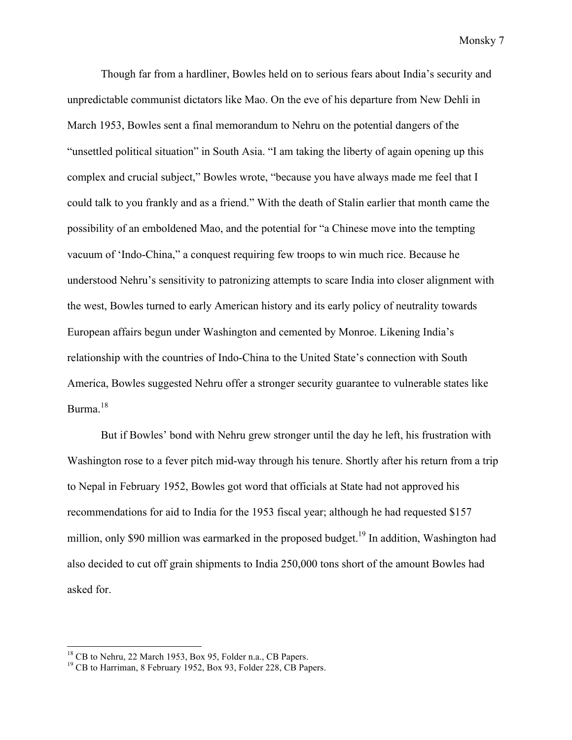Though far from a hardliner, Bowles held on to serious fears about India's security and unpredictable communist dictators like Mao. On the eve of his departure from New Dehli in March 1953, Bowles sent a final memorandum to Nehru on the potential dangers of the "unsettled political situation" in South Asia. "I am taking the liberty of again opening up this complex and crucial subject," Bowles wrote, "because you have always made me feel that I could talk to you frankly and as a friend." With the death of Stalin earlier that month came the possibility of an emboldened Mao, and the potential for "a Chinese move into the tempting vacuum of 'Indo-China," a conquest requiring few troops to win much rice. Because he understood Nehru's sensitivity to patronizing attempts to scare India into closer alignment with the west, Bowles turned to early American history and its early policy of neutrality towards European affairs begun under Washington and cemented by Monroe. Likening India's relationship with the countries of Indo-China to the United State's connection with South America, Bowles suggested Nehru offer a stronger security guarantee to vulnerable states like Burma.[18]

But if Bowles' bond with Nehru grew stronger until the day he left, his frustration with Washington rose to a fever pitch mid-way through his tenure. Shortly after his return from a trip to Nepal in February 1952, Bowles got word that officials at State had not approved his recommendations for aid to India for the 1953 fiscal year; although he had requested $157 million, only $90 million was earmarked in the proposed budget.[19] In addition, Washington had also decided to cut off grain shipments to India 250,000 tons short of the amount Bowles had asked for.

---

[18] CB to Nehru, 22 March 1953, Box 95, Folder n.a., CB Papers.

[19] CB to Harriman, 8 February 1952, Box 93, Folder 228, CB Papers.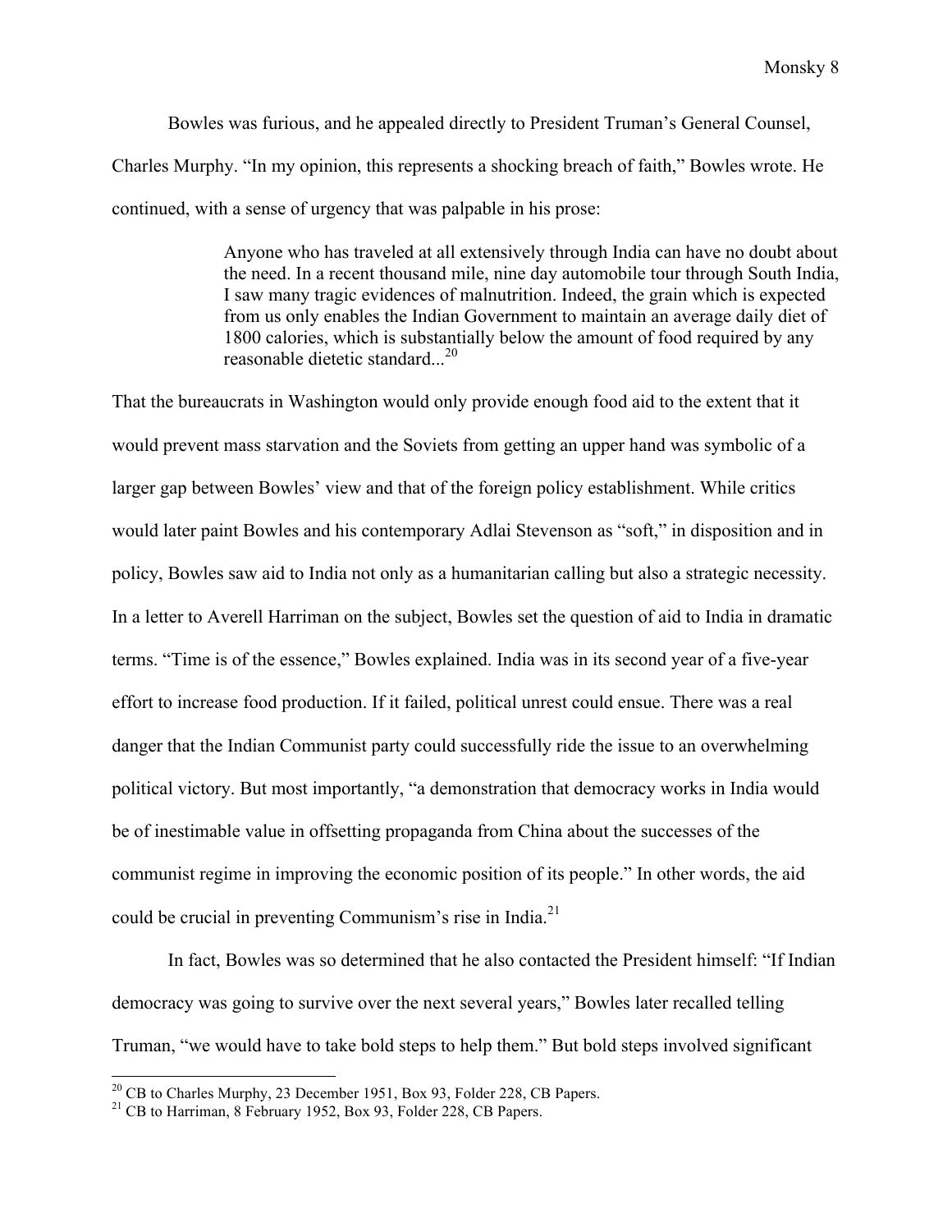Bowles was furious, and he appealed directly to President Truman's General Counsel, Charles Murphy. "In my opinion, this represents a shocking breach of faith," Bowles wrote. He continued, with a sense of urgency that was palpable in his prose:

> Anyone who has traveled at all extensively through India can have no doubt about the need. In a recent thousand mile, nine day automobile tour through South India, I saw many tragic evidences of malnutrition. Indeed, the grain which is expected from us only enables the Indian Government to maintain an average daily diet of 1800 calories, which is substantially below the amount of food required by any reasonable dietetic standard...[20]

That the bureaucrats in Washington would only provide enough food aid to the extent that it would prevent mass starvation and the Soviets from getting an upper hand was symbolic of a larger gap between Bowles' view and that of the foreign policy establishment. While critics would later paint Bowles and his contemporary Adlai Stevenson as "soft," in disposition and in policy, Bowles saw aid to India not only as a humanitarian calling but also a strategic necessity. In a letter to Averell Harriman on the subject, Bowles set the question of aid to India in dramatic terms. "Time is of the essence," Bowles explained. India was in its second year of a five-year effort to increase food production. If it failed, political unrest could ensue. There was a real danger that the Indian Communist party could successfully ride the issue to an overwhelming political victory. But most importantly, "a demonstration that democracy works in India would be of inestimable value in offsetting propaganda from China about the successes of the communist regime in improving the economic position of its people." In other words, the aid could be crucial in preventing Communism's rise in India.[21]

In fact, Bowles was so determined that he also contacted the President himself: "If Indian democracy was going to survive over the next several years," Bowles later recalled telling Truman, "we would have to take bold steps to help them." But bold steps involved significant

---

[20] CB to Charles Murphy, 23 December 1951, Box 93, Folder 228, CB Papers.

[21] CB to Harriman, 8 February 1952, Box 93, Folder 228, CB Papers.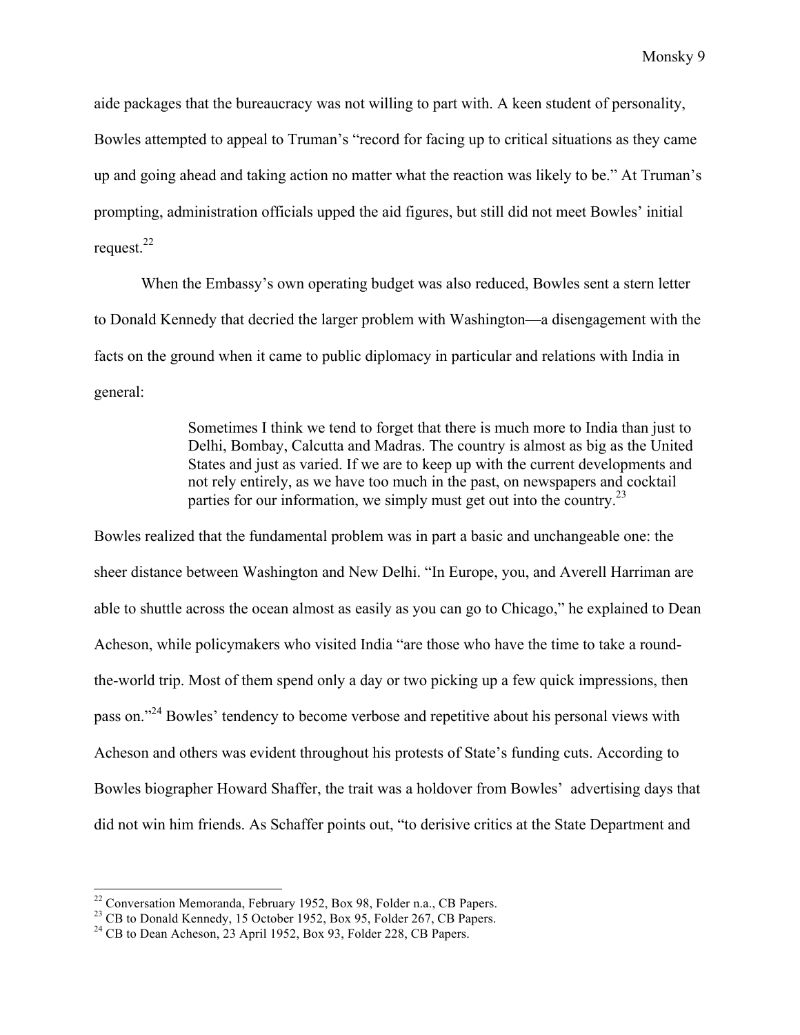aide packages that the bureaucracy was not willing to part with. A keen student of personality, Bowles attempted to appeal to Truman's "record for facing up to critical situations as they came up and going ahead and taking action no matter what the reaction was likely to be." At Truman's prompting, administration officials upped the aid figures, but still did not meet Bowles' initial request.[22]

When the Embassy's own operating budget was also reduced, Bowles sent a stern letter to Donald Kennedy that decried the larger problem with Washington—a disengagement with the facts on the ground when it came to public diplomacy in particular and relations with India in general:

> Sometimes I think we tend to forget that there is much more to India than just to Delhi, Bombay, Calcutta and Madras. The country is almost as big as the United States and just as varied. If we are to keep up with the current developments and not rely entirely, as we have too much in the past, on newspapers and cocktail parties for our information, we simply must get out into the country.[23]

Bowles realized that the fundamental problem was in part a basic and unchangeable one: the sheer distance between Washington and New Delhi. "In Europe, you, and Averell Harriman are able to shuttle across the ocean almost as easily as you can go to Chicago," he explained to Dean Acheson, while policymakers who visited India "are those who have the time to take a round-the-world trip. Most of them spend only a day or two picking up a few quick impressions, then pass on."[24] Bowles' tendency to become verbose and repetitive about his personal views with Acheson and others was evident throughout his protests of State's funding cuts. According to Bowles biographer Howard Shaffer, the trait was a holdover from Bowles' advertising days that did not win him friends. As Schaffer points out, "to derisive critics at the State Department and

---

[22] Conversation Memoranda, February 1952, Box 98, Folder n.a., CB Papers.

[23] CB to Donald Kennedy, 15 October 1952, Box 95, Folder 267, CB Papers.

[24] CB to Dean Acheson, 23 April 1952, Box 93, Folder 228, CB Papers.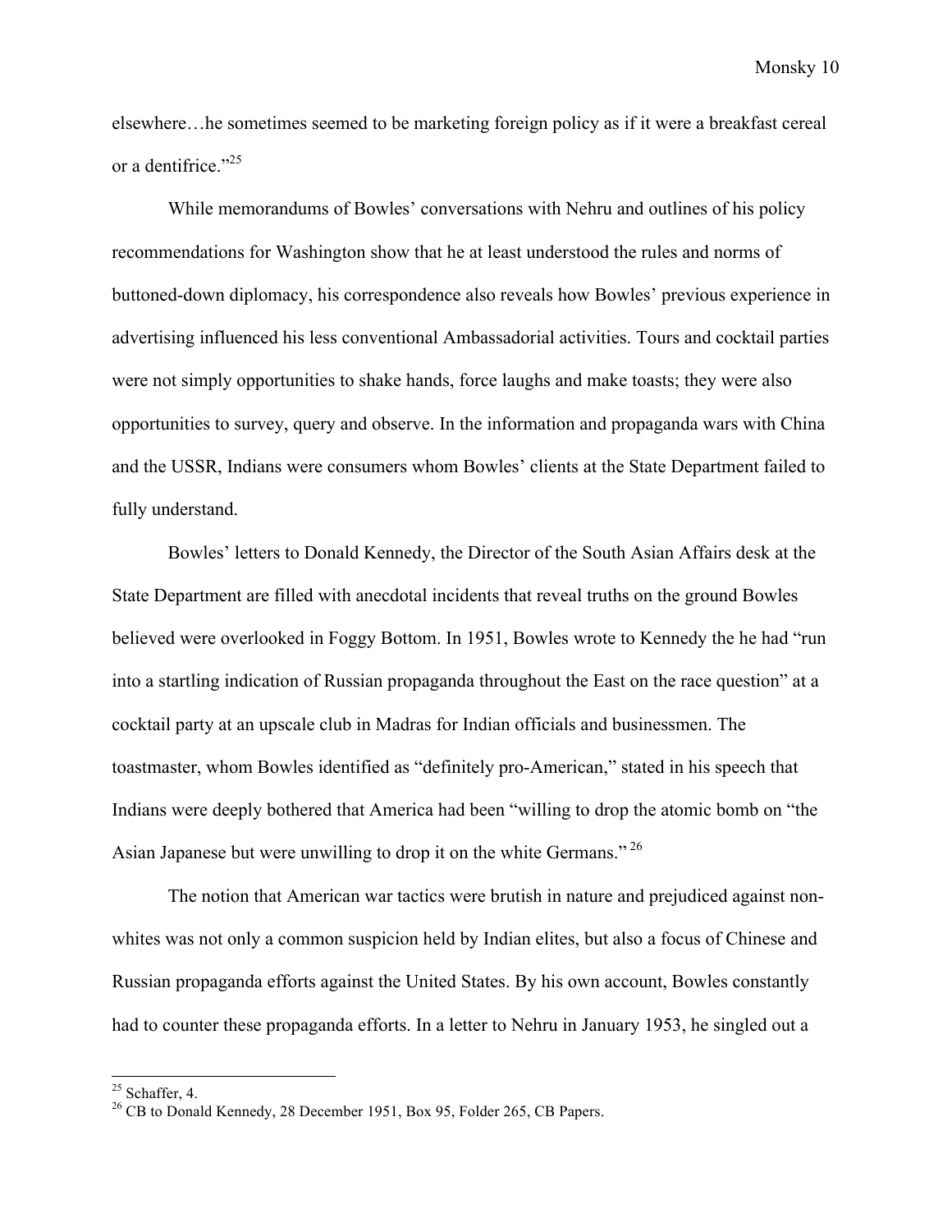elsewhere…he sometimes seemed to be marketing foreign policy as if it were a breakfast cereal or a dentifrice."[25]

While memorandums of Bowles' conversations with Nehru and outlines of his policy recommendations for Washington show that he at least understood the rules and norms of buttoned-down diplomacy, his correspondence also reveals how Bowles' previous experience in advertising influenced his less conventional Ambassadorial activities. Tours and cocktail parties were not simply opportunities to shake hands, force laughs and make toasts; they were also opportunities to survey, query and observe. In the information and propaganda wars with China and the USSR, Indians were consumers whom Bowles' clients at the State Department failed to fully understand.

Bowles' letters to Donald Kennedy, the Director of the South Asian Affairs desk at the State Department are filled with anecdotal incidents that reveal truths on the ground Bowles believed were overlooked in Foggy Bottom. In 1951, Bowles wrote to Kennedy the he had "run into a startling indication of Russian propaganda throughout the East on the race question" at a cocktail party at an upscale club in Madras for Indian officials and businessmen. The toastmaster, whom Bowles identified as "definitely pro-American," stated in his speech that Indians were deeply bothered that America had been "willing to drop the atomic bomb on "the Asian Japanese but were unwilling to drop it on the white Germans." [26]

The notion that American war tactics were brutish in nature and prejudiced against non-whites was not only a common suspicion held by Indian elites, but also a focus of Chinese and Russian propaganda efforts against the United States. By his own account, Bowles constantly had to counter these propaganda efforts. In a letter to Nehru in January 1953, he singled out a

---

[25] Schaffer, 4.

[26] CB to Donald Kennedy, 28 December 1951, Box 95, Folder 265, CB Papers.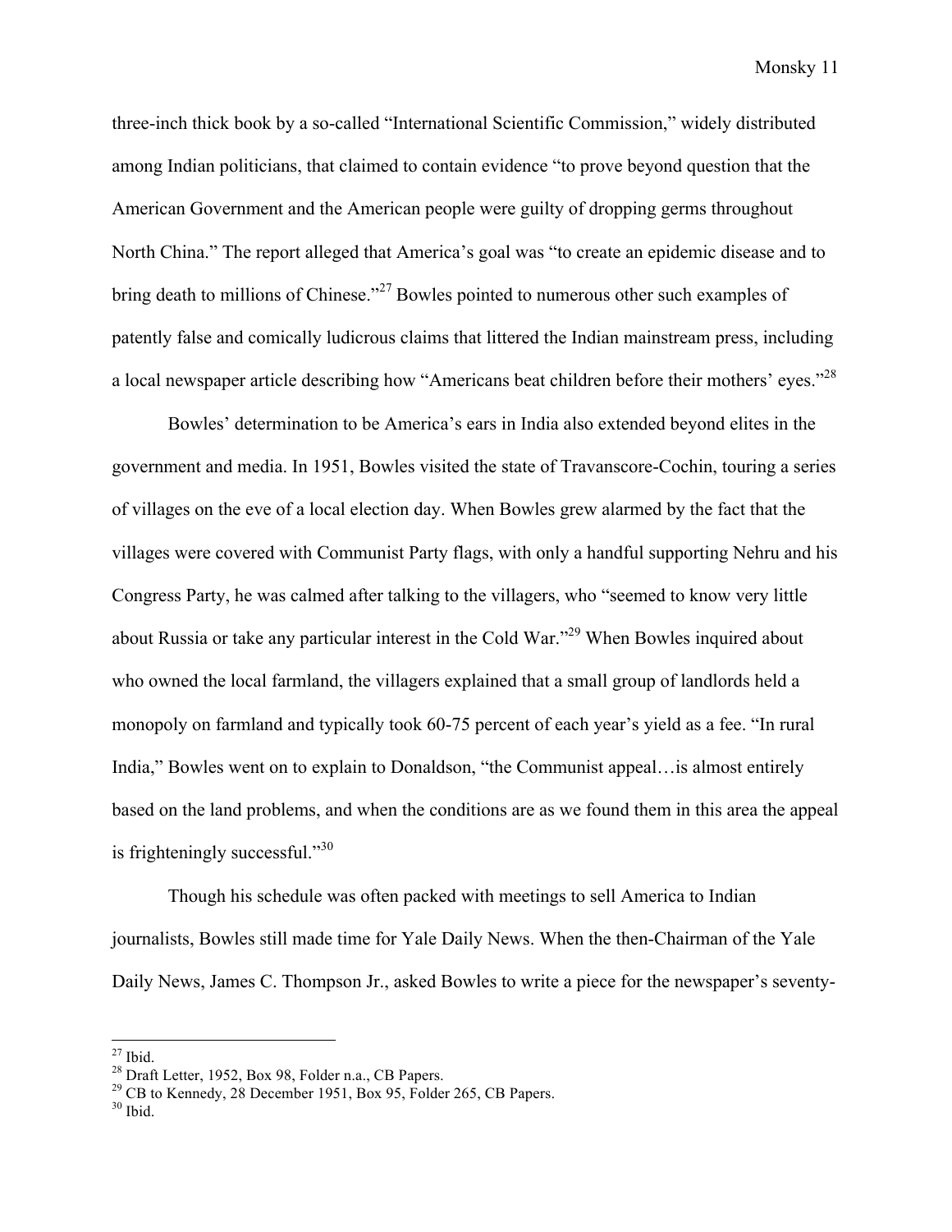three-inch thick book by a so-called "International Scientific Commission," widely distributed among Indian politicians, that claimed to contain evidence "to prove beyond question that the American Government and the American people were guilty of dropping germs throughout North China." The report alleged that America's goal was "to create an epidemic disease and to bring death to millions of Chinese."[27] Bowles pointed to numerous other such examples of patently false and comically ludicrous claims that littered the Indian mainstream press, including a local newspaper article describing how "Americans beat children before their mothers' eyes."[28]

Bowles' determination to be America's ears in India also extended beyond elites in the government and media. In 1951, Bowles visited the state of Travanscore-Cochin, touring a series of villages on the eve of a local election day. When Bowles grew alarmed by the fact that the villages were covered with Communist Party flags, with only a handful supporting Nehru and his Congress Party, he was calmed after talking to the villagers, who "seemed to know very little about Russia or take any particular interest in the Cold War."[29] When Bowles inquired about who owned the local farmland, the villagers explained that a small group of landlords held a monopoly on farmland and typically took 60-75 percent of each year's yield as a fee. "In rural India," Bowles went on to explain to Donaldson, "the Communist appeal…is almost entirely based on the land problems, and when the conditions are as we found them in this area the appeal is frighteningly successful."[30]

Though his schedule was often packed with meetings to sell America to Indian journalists, Bowles still made time for Yale Daily News. When the then-Chairman of the Yale Daily News, James C. Thompson Jr., asked Bowles to write a piece for the newspaper's seventy-

---

[27] Ibid.

[28] Draft Letter, 1952, Box 98, Folder n.a., CB Papers.

[29] CB to Kennedy, 28 December 1951, Box 95, Folder 265, CB Papers.

[30] Ibid.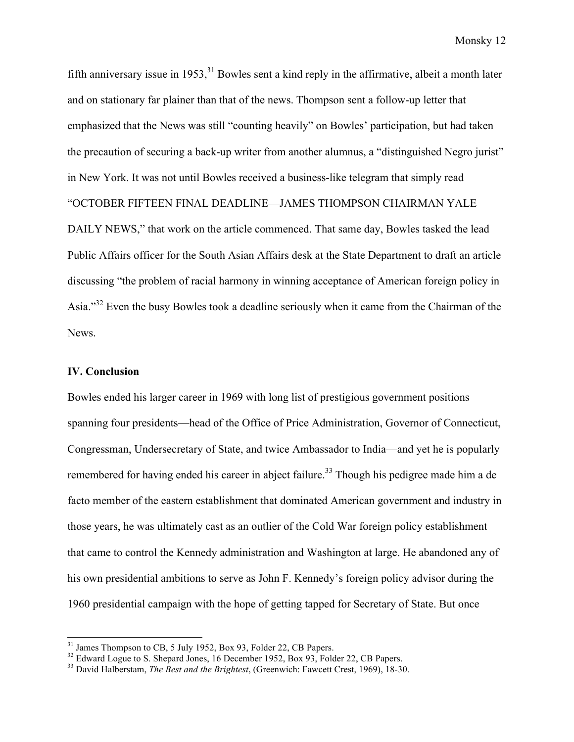fifth anniversary issue in 1953,[31] Bowles sent a kind reply in the affirmative, albeit a month later and on stationary far plainer than that of the news. Thompson sent a follow-up letter that emphasized that the News was still "counting heavily" on Bowles' participation, but had taken the precaution of securing a back-up writer from another alumnus, a "distinguished Negro jurist" in New York. It was not until Bowles received a business-like telegram that simply read "OCTOBER FIFTEEN FINAL DEADLINE—JAMES THOMPSON CHAIRMAN YALE DAILY NEWS," that work on the article commenced. That same day, Bowles tasked the lead Public Affairs officer for the South Asian Affairs desk at the State Department to draft an article discussing "the problem of racial harmony in winning acceptance of American foreign policy in Asia."[32] Even the busy Bowles took a deadline seriously when it came from the Chairman of the News.

**IV. Conclusion**

Bowles ended his larger career in 1969 with long list of prestigious government positions spanning four presidents—head of the Office of Price Administration, Governor of Connecticut, Congressman, Undersecretary of State, and twice Ambassador to India—and yet he is popularly remembered for having ended his career in abject failure.[33] Though his pedigree made him a de facto member of the eastern establishment that dominated American government and industry in those years, he was ultimately cast as an outlier of the Cold War foreign policy establishment that came to control the Kennedy administration and Washington at large. He abandoned any of his own presidential ambitions to serve as John F. Kennedy's foreign policy advisor during the 1960 presidential campaign with the hope of getting tapped for Secretary of State. But once

---

[31] James Thompson to CB, 5 July 1952, Box 93, Folder 22, CB Papers.

[32] Edward Logue to S. Shepard Jones, 16 December 1952, Box 93, Folder 22, CB Papers.

[33] David Halberstam, *The Best and the Brightest*, (Greenwich: Fawcett Crest, 1969), 18-30.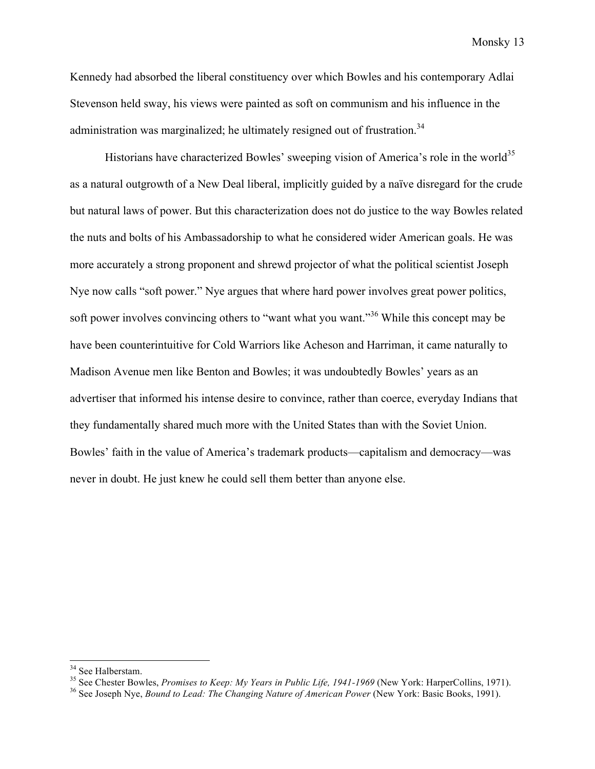Kennedy had absorbed the liberal constituency over which Bowles and his contemporary Adlai Stevenson held sway, his views were painted as soft on communism and his influence in the administration was marginalized; he ultimately resigned out of frustration.[34]

Historians have characterized Bowles' sweeping vision of America's role in the world[35] as a natural outgrowth of a New Deal liberal, implicitly guided by a naïve disregard for the crude but natural laws of power. But this characterization does not do justice to the way Bowles related the nuts and bolts of his Ambassadorship to what he considered wider American goals. He was more accurately a strong proponent and shrewd projector of what the political scientist Joseph Nye now calls "soft power." Nye argues that where hard power involves great power politics, soft power involves convincing others to "want what you want."[36] While this concept may be have been counterintuitive for Cold Warriors like Acheson and Harriman, it came naturally to Madison Avenue men like Benton and Bowles; it was undoubtedly Bowles' years as an advertiser that informed his intense desire to convince, rather than coerce, everyday Indians that they fundamentally shared much more with the United States than with the Soviet Union. Bowles' faith in the value of America's trademark products—capitalism and democracy—was never in doubt. He just knew he could sell them better than anyone else.

---

[34] See Halberstam.

[35] See Chester Bowles, *Promises to Keep: My Years in Public Life, 1941-1969* (New York: HarperCollins, 1971).

[36] See Joseph Nye, *Bound to Lead: The Changing Nature of American Power* (New York: Basic Books, 1991).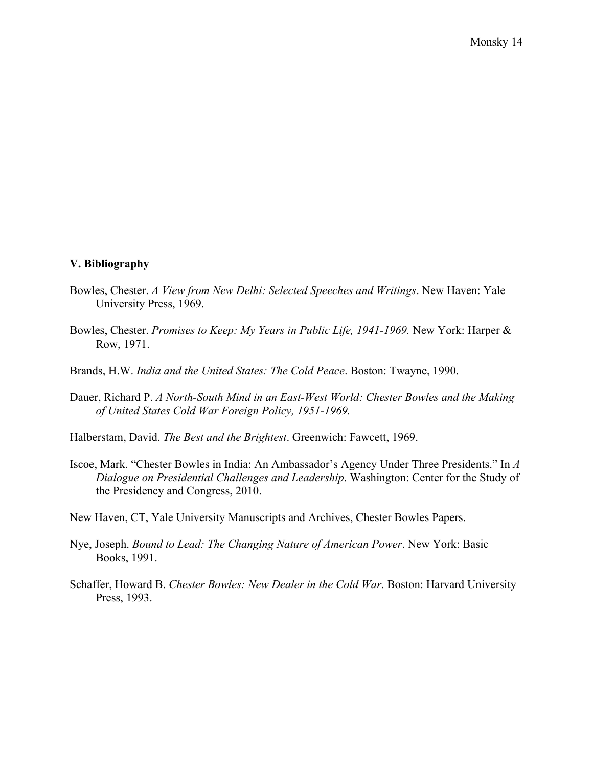### V. Bibliography

Bowles, Chester. *A View from New Delhi: Selected Speeches and Writings*. New Haven: Yale University Press, 1969.

Bowles, Chester. *Promises to Keep: My Years in Public Life, 1941-1969.* New York: Harper & Row, 1971.

Brands, H.W. *India and the United States: The Cold Peace*. Boston: Twayne, 1990.

Dauer, Richard P. *A North-South Mind in an East-West World: Chester Bowles and the Making of United States Cold War Foreign Policy, 1951-1969.*

Halberstam, David. *The Best and the Brightest*. Greenwich: Fawcett, 1969.

Iscoe, Mark. "Chester Bowles in India: An Ambassador's Agency Under Three Presidents." In *A Dialogue on Presidential Challenges and Leadership*. Washington: Center for the Study of the Presidency and Congress, 2010.

New Haven, CT, Yale University Manuscripts and Archives, Chester Bowles Papers.

Nye, Joseph. *Bound to Lead: The Changing Nature of American Power*. New York: Basic Books, 1991.

Schaffer, Howard B. *Chester Bowles: New Dealer in the Cold War*. Boston: Harvard University Press, 1993.